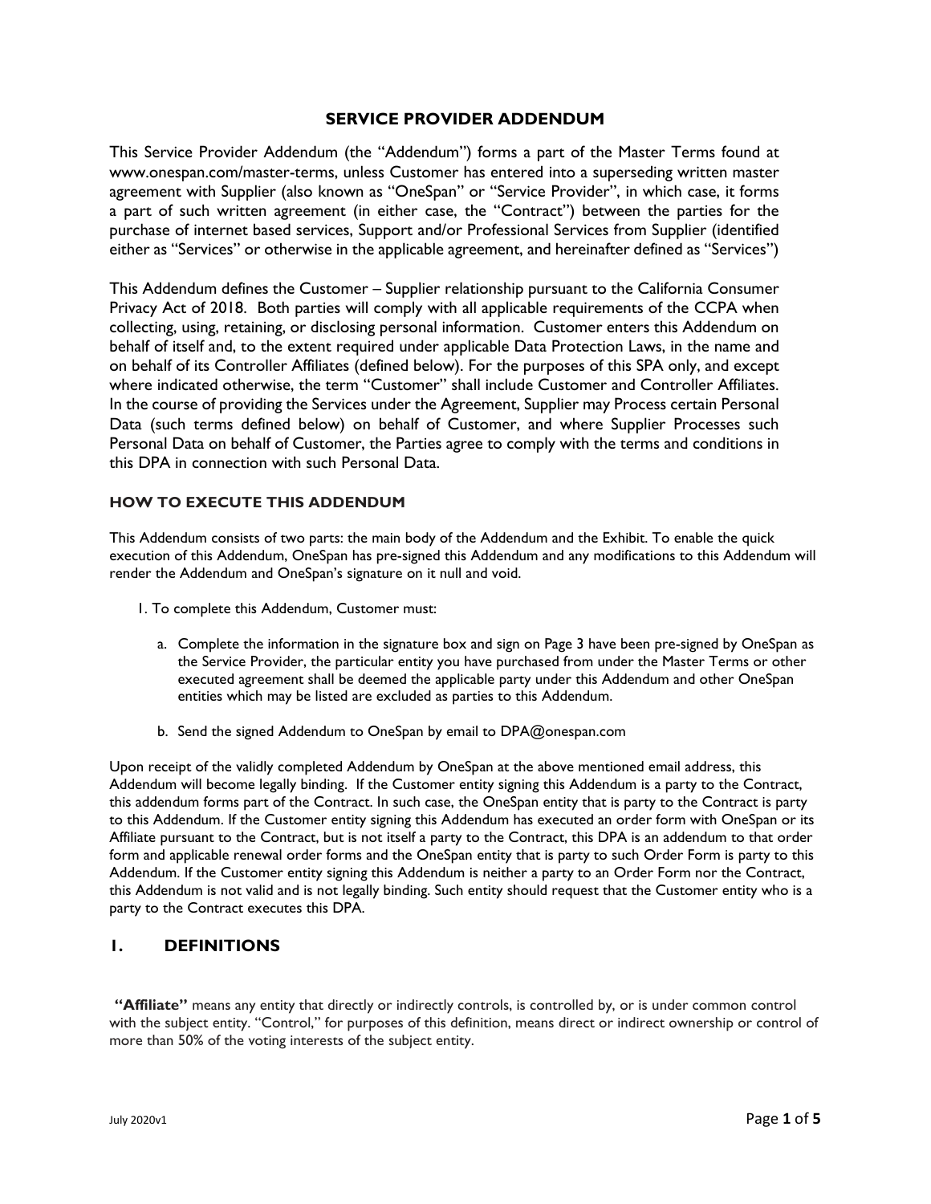## SERVICE PROVIDER ADDENDUM

This Service Provider Addendum (the "Addendum") forms a part of the Master Terms found at www.onespan.com/master-terms, unless Customer has entered into a superseding written master agreement with Supplier (also known as "OneSpan" or "Service Provider", in which case, it forms a part of such written agreement (in either case, the "Contract") between the parties for the purchase of internet based services, Support and/or Professional Services from Supplier (identified either as "Services" or otherwise in the applicable agreement, and hereinafter defined as "Services")

This Addendum defines the Customer – Supplier relationship pursuant to the California Consumer Privacy Act of 2018. Both parties will comply with all applicable requirements of the CCPA when collecting, using, retaining, or disclosing personal information. Customer enters this Addendum on behalf of itself and, to the extent required under applicable Data Protection Laws, in the name and on behalf of its Controller Affiliates (defined below). For the purposes of this SPA only, and except where indicated otherwise, the term "Customer" shall include Customer and Controller Affiliates. In the course of providing the Services under the Agreement, Supplier may Process certain Personal Data (such terms defined below) on behalf of Customer, and where Supplier Processes such Personal Data on behalf of Customer, the Parties agree to comply with the terms and conditions in this DPA in connection with such Personal Data.

### HOW TO EXECUTE THIS ADDENDUM

This Addendum consists of two parts: the main body of the Addendum and the Exhibit. To enable the quick execution of this Addendum, OneSpan has pre-signed this Addendum and any modifications to this Addendum will render the Addendum and OneSpan's signature on it null and void.

1. To complete this Addendum, Customer must:

   a. Complete the information in the signature box and sign on Page 3 have been pre-signed by OneSpan as the Service Provider, the particular entity you have purchased from under the Master Terms or other executed agreement shall be deemed the applicable party under this Addendum and other OneSpan entities which may be listed are excluded as parties to this Addendum.

   b. Send the signed Addendum to OneSpan by email to DPA@onespan.com

Upon receipt of the validly completed Addendum by OneSpan at the above mentioned email address, this Addendum will become legally binding. If the Customer entity signing this Addendum is a party to the Contract, this addendum forms part of the Contract. In such case, the OneSpan entity that is party to the Contract is party to this Addendum. If the Customer entity signing this Addendum has executed an order form with OneSpan or its Affiliate pursuant to the Contract, but is not itself a party to the Contract, this DPA is an addendum to that order form and applicable renewal order forms and the OneSpan entity that is party to such Order Form is party to this Addendum. If the Customer entity signing this Addendum is neither a party to an Order Form nor the Contract, this Addendum is not valid and is not legally binding. Such entity should request that the Customer entity who is a party to the Contract executes this DPA.

## 1. DEFINITIONS

**"Affiliate"** means any entity that directly or indirectly controls, is controlled by, or is under common control with the subject entity. "Control," for purposes of this definition, means direct or indirect ownership or control of more than 50% of the voting interests of the subject entity.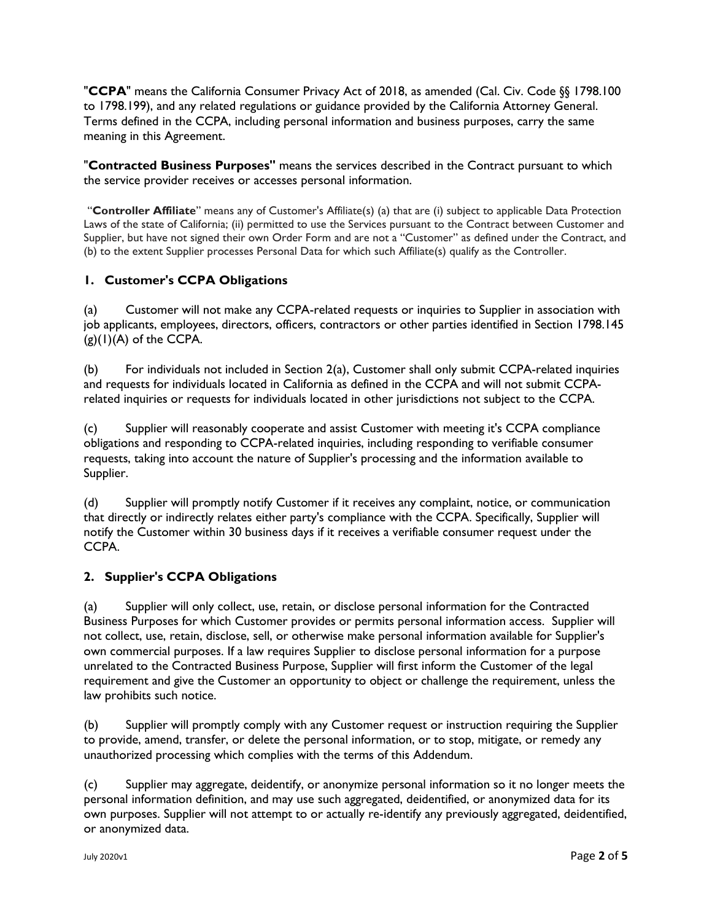"**CCPA**" means the California Consumer Privacy Act of 2018, as amended (Cal. Civ. Code §§ 1798.100 to 1798.199), and any related regulations or guidance provided by the California Attorney General. Terms defined in the CCPA, including personal information and business purposes, carry the same meaning in this Agreement.

"**Contracted Business Purposes"** means the services described in the Contract pursuant to which the service provider receives or accesses personal information.

"**Controller Affiliate**" means any of Customer's Affiliate(s) (a) that are (i) subject to applicable Data Protection Laws of the state of California; (ii) permitted to use the Services pursuant to the Contract between Customer and Supplier, but have not signed their own Order Form and are not a "Customer" as defined under the Contract, and (b) to the extent Supplier processes Personal Data for which such Affiliate(s) qualify as the Controller.

## 1. Customer's CCPA Obligations

(a) Customer will not make any CCPA-related requests or inquiries to Supplier in association with job applicants, employees, directors, officers, contractors or other parties identified in Section 1798.145 (g)(1)(A) of the CCPA.

(b) For individuals not included in Section 2(a), Customer shall only submit CCPA-related inquiries and requests for individuals located in California as defined in the CCPA and will not submit CCPA-related inquiries or requests for individuals located in other jurisdictions not subject to the CCPA.

(c) Supplier will reasonably cooperate and assist Customer with meeting it's CCPA compliance obligations and responding to CCPA-related inquiries, including responding to verifiable consumer requests, taking into account the nature of Supplier's processing and the information available to Supplier.

(d) Supplier will promptly notify Customer if it receives any complaint, notice, or communication that directly or indirectly relates either party's compliance with the CCPA. Specifically, Supplier will notify the Customer within 30 business days if it receives a verifiable consumer request under the CCPA.

## 2. Supplier's CCPA Obligations

(a) Supplier will only collect, use, retain, or disclose personal information for the Contracted Business Purposes for which Customer provides or permits personal information access. Supplier will not collect, use, retain, disclose, sell, or otherwise make personal information available for Supplier's own commercial purposes. If a law requires Supplier to disclose personal information for a purpose unrelated to the Contracted Business Purpose, Supplier will first inform the Customer of the legal requirement and give the Customer an opportunity to object or challenge the requirement, unless the law prohibits such notice.

(b) Supplier will promptly comply with any Customer request or instruction requiring the Supplier to provide, amend, transfer, or delete the personal information, or to stop, mitigate, or remedy any unauthorized processing which complies with the terms of this Addendum.

(c) Supplier may aggregate, deidentify, or anonymize personal information so it no longer meets the personal information definition, and may use such aggregated, deidentified, or anonymized data for its own purposes. Supplier will not attempt to or actually re-identify any previously aggregated, deidentified, or anonymized data.

July 2020v1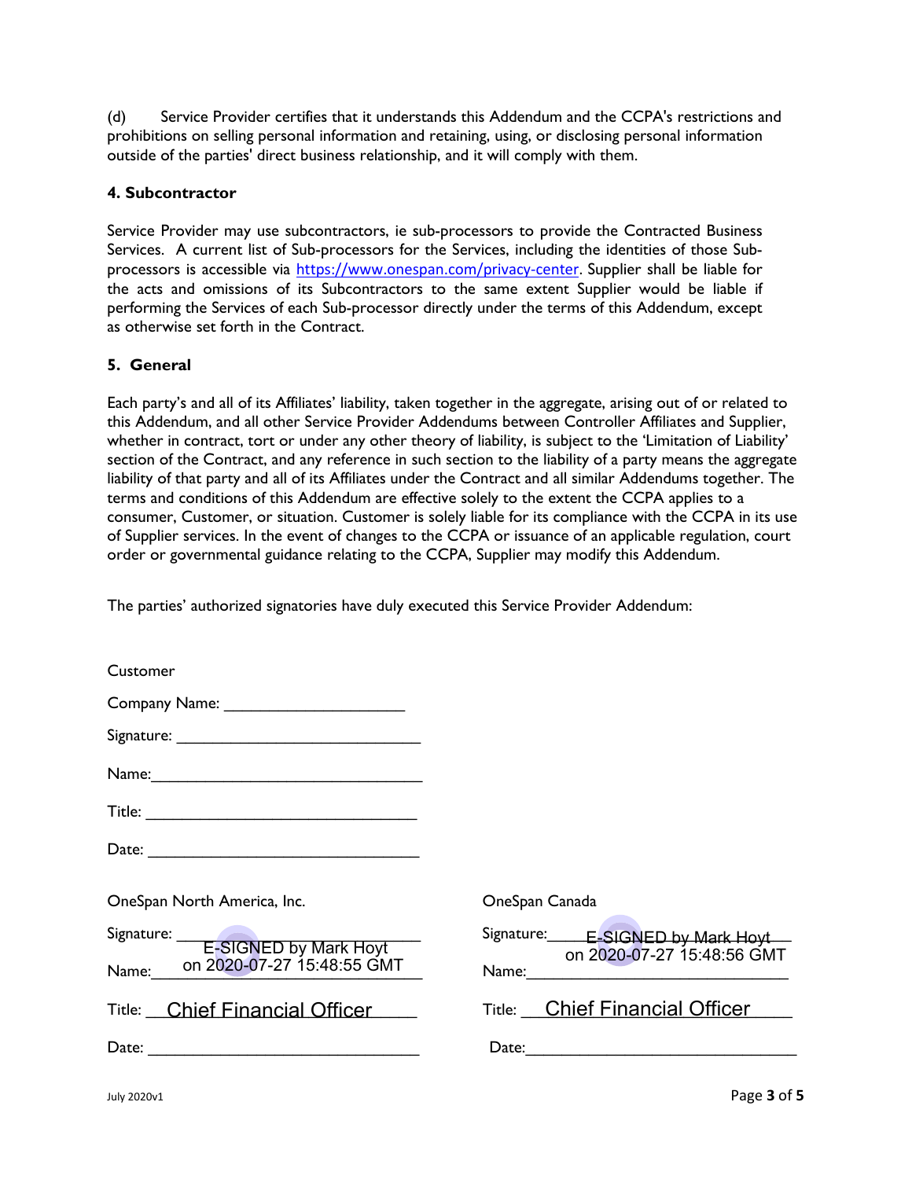(d) Service Provider certifies that it understands this Addendum and the CCPA's restrictions and prohibitions on selling personal information and retaining, using, or disclosing personal information outside of the parties' direct business relationship, and it will comply with them.

**4. Subcontractor**

Service Provider may use subcontractors, ie sub-processors to provide the Contracted Business Services. A current list of Sub-processors for the Services, including the identities of those Sub-processors is accessible via https://www.onespan.com/privacy-center. Supplier shall be liable for the acts and omissions of its Subcontractors to the same extent Supplier would be liable if performing the Services of each Sub-processor directly under the terms of this Addendum, except as otherwise set forth in the Contract.

**5. General**

Each party's and all of its Affiliates' liability, taken together in the aggregate, arising out of or related to this Addendum, and all other Service Provider Addendums between Controller Affiliates and Supplier, whether in contract, tort or under any other theory of liability, is subject to the 'Limitation of Liability' section of the Contract, and any reference in such section to the liability of a party means the aggregate liability of that party and all of its Affiliates under the Contract and all similar Addendums together. The terms and conditions of this Addendum are effective solely to the extent the CCPA applies to a consumer, Customer, or situation. Customer is solely liable for its compliance with the CCPA in its use of Supplier services. In the event of changes to the CCPA or issuance of an applicable regulation, court order or governmental guidance relating to the CCPA, Supplier may modify this Addendum.

The parties' authorized signatories have duly executed this Service Provider Addendum:

Customer

Company Name: ____________________

Signature: ____________________

Name: ____________________

Title: ____________________

Date: ____________________

OneSpan North America, Inc.

Signature: E-SIGNED by Mark Hoyt on 2020-07-27 15:48:55 GMT

Name: ____________________

Title: Chief Financial Officer

Date: ____________________

OneSpan Canada

Signature: E-SIGNED by Mark Hoyt on 2020-07-27 15:48:56 GMT

Name: ____________________

Title: Chief Financial Officer

Date: ____________________

July 2020v1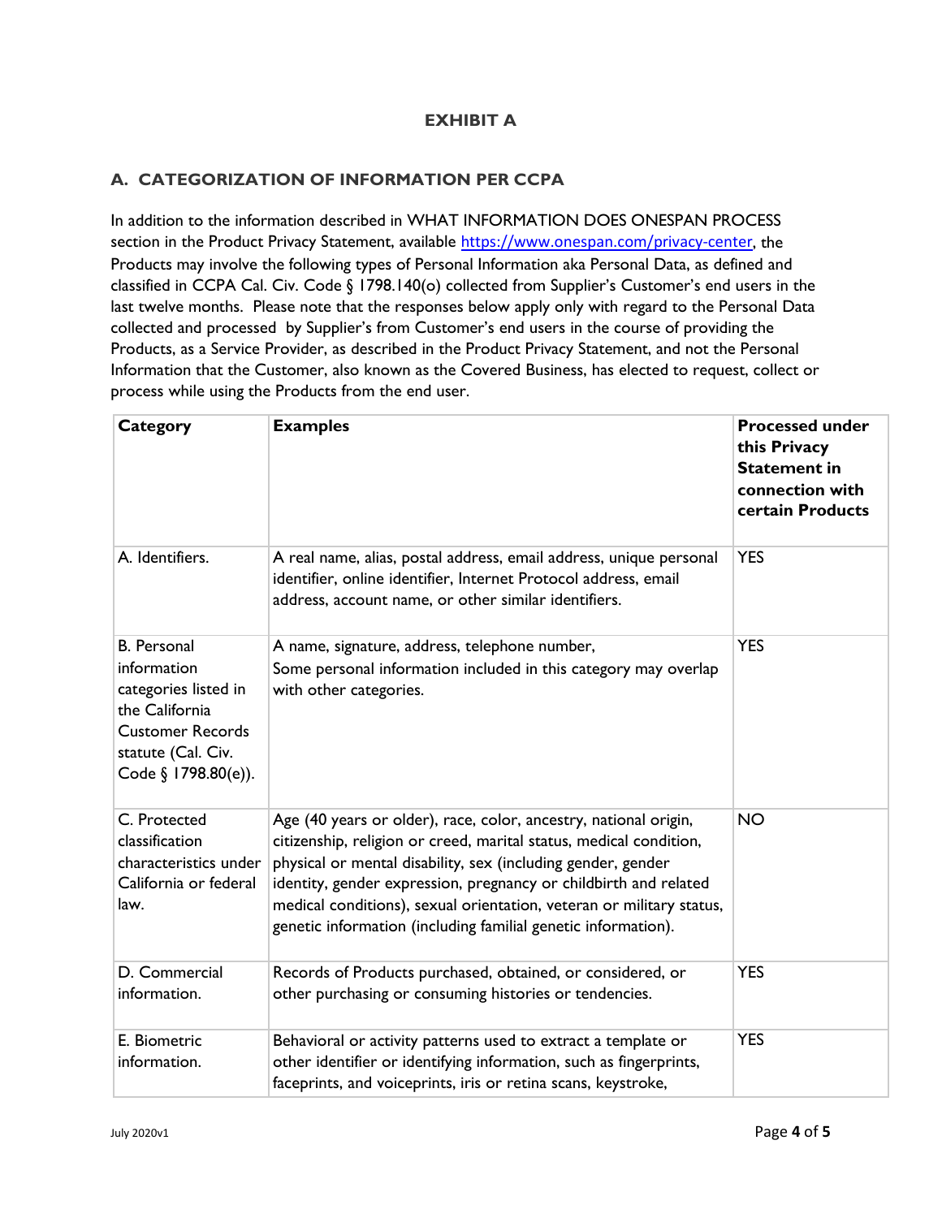**EXHIBIT A**

## A. CATEGORIZATION OF INFORMATION PER CCPA

In addition to the information described in WHAT INFORMATION DOES ONESPAN PROCESS section in the Product Privacy Statement, available https://www.onespan.com/privacy-center, the Products may involve the following types of Personal Information aka Personal Data, as defined and classified in CCPA Cal. Civ. Code § 1798.140(o) collected from Supplier's Customer's end users in the last twelve months. Please note that the responses below apply only with regard to the Personal Data collected and processed by Supplier's from Customer's end users in the course of providing the Products, as a Service Provider, as described in the Product Privacy Statement, and not the Personal Information that the Customer, also known as the Covered Business, has elected to request, collect or process while using the Products from the end user.

| Category | Examples | Processed under this Privacy Statement in connection with certain Products |
|---|---|---|
| A. Identifiers. | A real name, alias, postal address, email address, unique personal identifier, online identifier, Internet Protocol address, email address, account name, or other similar identifiers. | YES |
| B. Personal information categories listed in the California Customer Records statute (Cal. Civ. Code § 1798.80(e)). | A name, signature, address, telephone number, Some personal information included in this category may overlap with other categories. | YES |
| C. Protected classification characteristics under California or federal law. | Age (40 years or older), race, color, ancestry, national origin, citizenship, religion or creed, marital status, medical condition, physical or mental disability, sex (including gender, gender identity, gender expression, pregnancy or childbirth and related medical conditions), sexual orientation, veteran or military status, genetic information (including familial genetic information). | NO |
| D. Commercial information. | Records of Products purchased, obtained, or considered, or other purchasing or consuming histories or tendencies. | YES |
| E. Biometric information. | Behavioral or activity patterns used to extract a template or other identifier or identifying information, such as fingerprints, faceprints, and voiceprints, iris or retina scans, keystroke, | YES |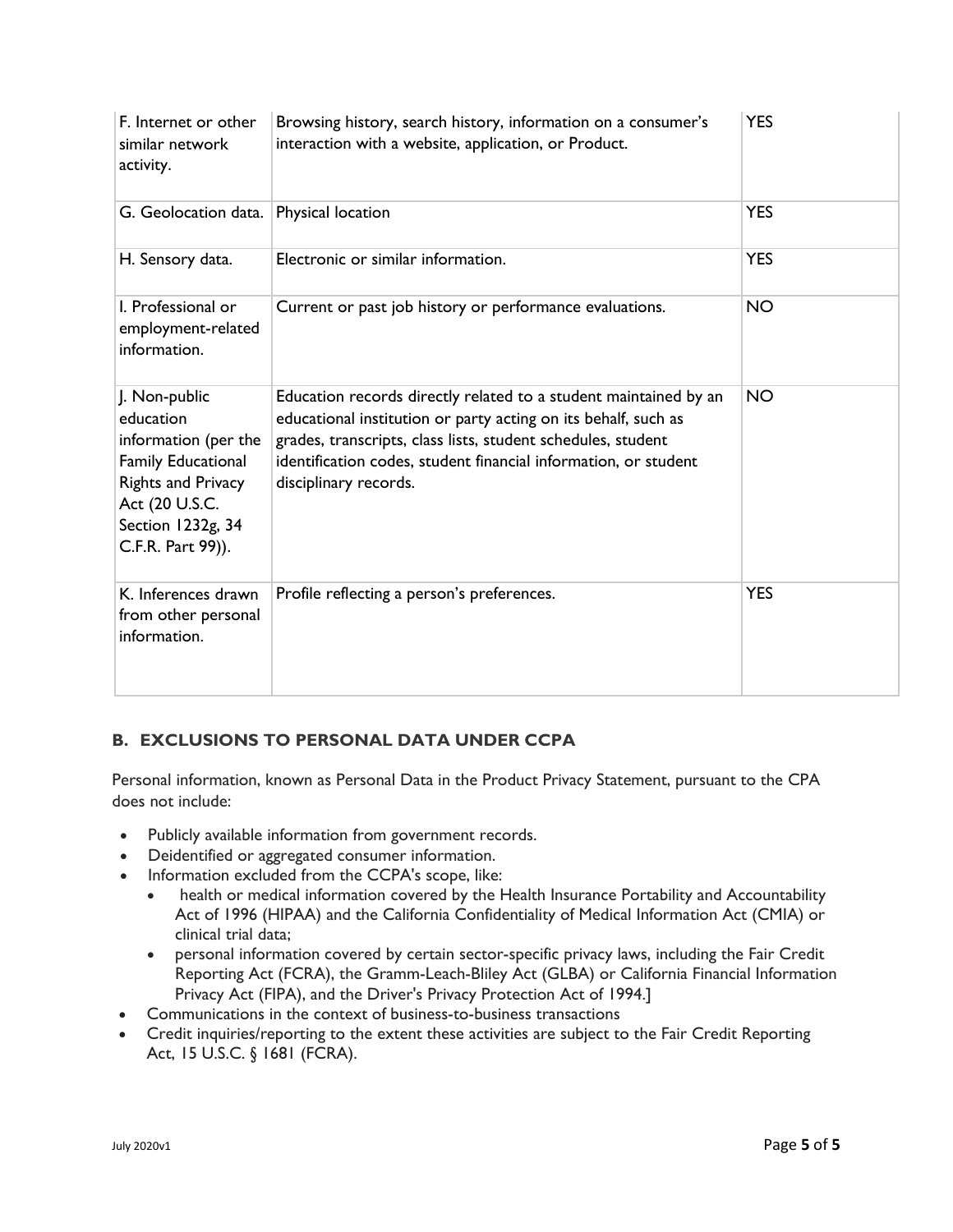| | | |
|---|---|---|
| F. Internet or other similar network activity. | Browsing history, search history, information on a consumer's interaction with a website, application, or Product. | YES |
| G. Geolocation data. | Physical location | YES |
| H. Sensory data. | Electronic or similar information. | YES |
| I. Professional or employment-related information. | Current or past job history or performance evaluations. | NO |
| J. Non-public education information (per the Family Educational Rights and Privacy Act (20 U.S.C. Section 1232g, 34 C.F.R. Part 99)). | Education records directly related to a student maintained by an educational institution or party acting on its behalf, such as grades, transcripts, class lists, student schedules, student identification codes, student financial information, or student disciplinary records. | NO |
| K. Inferences drawn from other personal information. | Profile reflecting a person's preferences. | YES |

### B. EXCLUSIONS TO PERSONAL DATA UNDER CCPA

Personal information, known as Personal Data in the Product Privacy Statement, pursuant to the CPA does not include:

- Publicly available information from government records.
- Deidentified or aggregated consumer information.
- Information excluded from the CCPA's scope, like:
  - health or medical information covered by the Health Insurance Portability and Accountability Act of 1996 (HIPAA) and the California Confidentiality of Medical Information Act (CMIA) or clinical trial data;
  - personal information covered by certain sector-specific privacy laws, including the Fair Credit Reporting Act (FCRA), the Gramm-Leach-Bliley Act (GLBA) or California Financial Information Privacy Act (FIPA), and the Driver's Privacy Protection Act of 1994.]
- Communications in the context of business-to-business transactions
- Credit inquiries/reporting to the extent these activities are subject to the Fair Credit Reporting Act, 15 U.S.C. § 1681 (FCRA).

July 2020v1